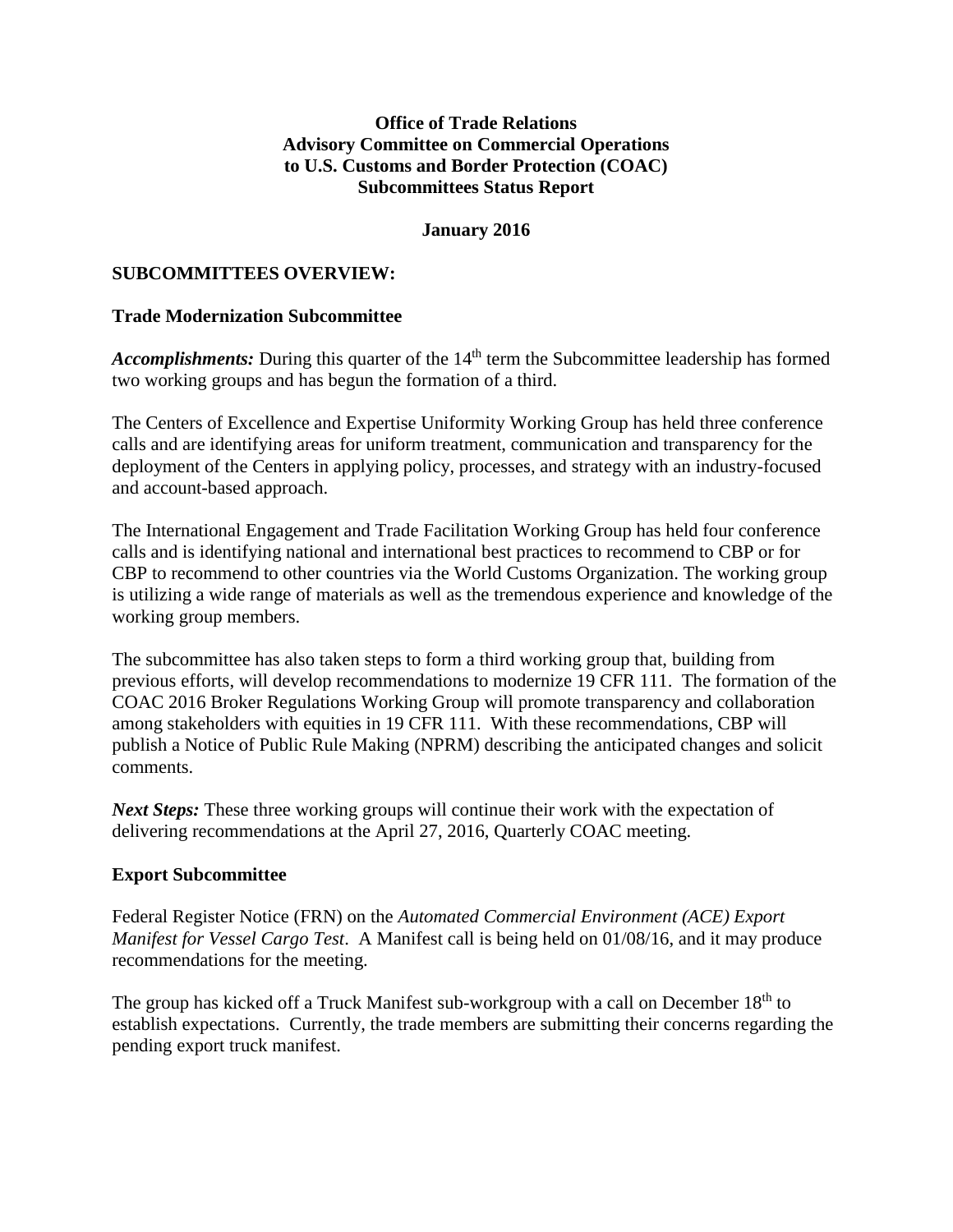**Office of Trade Relations**
**Advisory Committee on Commercial Operations**
**to U.S. Customs and Border Protection (COAC)**
**Subcommittees Status Report**

**January 2016**

## SUBCOMMITTEES OVERVIEW:

### Trade Modernization Subcommittee

***Accomplishments:*** During this quarter of the 14th term the Subcommittee leadership has formed two working groups and has begun the formation of a third.

The Centers of Excellence and Expertise Uniformity Working Group has held three conference calls and are identifying areas for uniform treatment, communication and transparency for the deployment of the Centers in applying policy, processes, and strategy with an industry-focused and account-based approach.

The International Engagement and Trade Facilitation Working Group has held four conference calls and is identifying national and international best practices to recommend to CBP or for CBP to recommend to other countries via the World Customs Organization. The working group is utilizing a wide range of materials as well as the tremendous experience and knowledge of the working group members.

The subcommittee has also taken steps to form a third working group that, building from previous efforts, will develop recommendations to modernize 19 CFR 111. The formation of the COAC 2016 Broker Regulations Working Group will promote transparency and collaboration among stakeholders with equities in 19 CFR 111. With these recommendations, CBP will publish a Notice of Public Rule Making (NPRM) describing the anticipated changes and solicit comments.

***Next Steps:*** These three working groups will continue their work with the expectation of delivering recommendations at the April 27, 2016, Quarterly COAC meeting.

### Export Subcommittee

Federal Register Notice (FRN) on the *Automated Commercial Environment (ACE) Export Manifest for Vessel Cargo Test*. A Manifest call is being held on 01/08/16, and it may produce recommendations for the meeting.

The group has kicked off a Truck Manifest sub-workgroup with a call on December 18th to establish expectations. Currently, the trade members are submitting their concerns regarding the pending export truck manifest.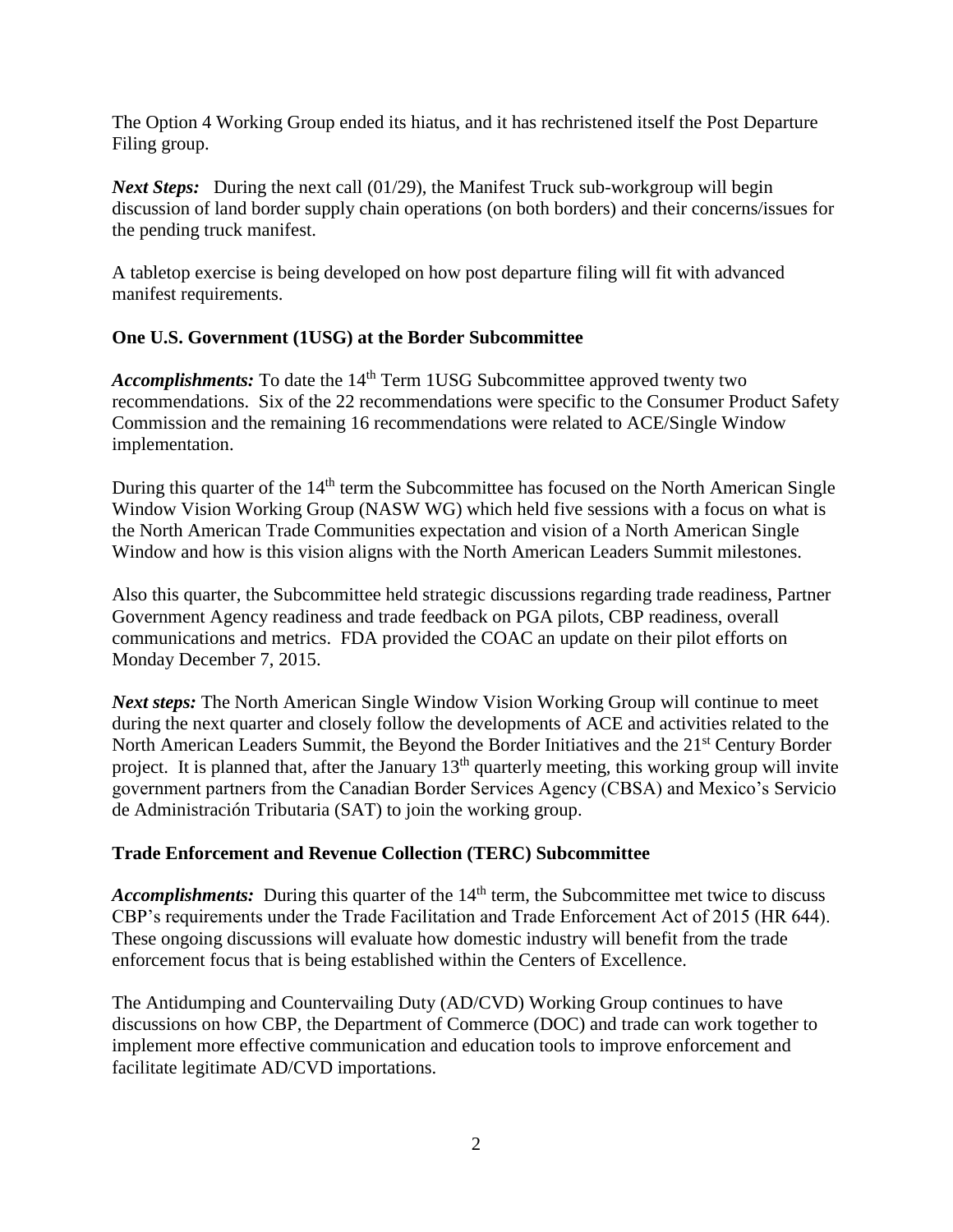The Option 4 Working Group ended its hiatus, and it has rechristened itself the Post Departure Filing group.

***Next Steps:*** During the next call (01/29), the Manifest Truck sub-workgroup will begin discussion of land border supply chain operations (on both borders) and their concerns/issues for the pending truck manifest.

A tabletop exercise is being developed on how post departure filing will fit with advanced manifest requirements.

## One U.S. Government (1USG) at the Border Subcommittee

***Accomplishments:*** To date the 14th Term 1USG Subcommittee approved twenty two recommendations. Six of the 22 recommendations were specific to the Consumer Product Safety Commission and the remaining 16 recommendations were related to ACE/Single Window implementation.

During this quarter of the 14th term the Subcommittee has focused on the North American Single Window Vision Working Group (NASW WG) which held five sessions with a focus on what is the North American Trade Communities expectation and vision of a North American Single Window and how is this vision aligns with the North American Leaders Summit milestones.

Also this quarter, the Subcommittee held strategic discussions regarding trade readiness, Partner Government Agency readiness and trade feedback on PGA pilots, CBP readiness, overall communications and metrics. FDA provided the COAC an update on their pilot efforts on Monday December 7, 2015.

***Next steps:*** The North American Single Window Vision Working Group will continue to meet during the next quarter and closely follow the developments of ACE and activities related to the North American Leaders Summit, the Beyond the Border Initiatives and the 21st Century Border project. It is planned that, after the January 13th quarterly meeting, this working group will invite government partners from the Canadian Border Services Agency (CBSA) and Mexico's Servicio de Administración Tributaria (SAT) to join the working group.

## Trade Enforcement and Revenue Collection (TERC) Subcommittee

***Accomplishments:*** During this quarter of the 14th term, the Subcommittee met twice to discuss CBP's requirements under the Trade Facilitation and Trade Enforcement Act of 2015 (HR 644). These ongoing discussions will evaluate how domestic industry will benefit from the trade enforcement focus that is being established within the Centers of Excellence.

The Antidumping and Countervailing Duty (AD/CVD) Working Group continues to have discussions on how CBP, the Department of Commerce (DOC) and trade can work together to implement more effective communication and education tools to improve enforcement and facilitate legitimate AD/CVD importations.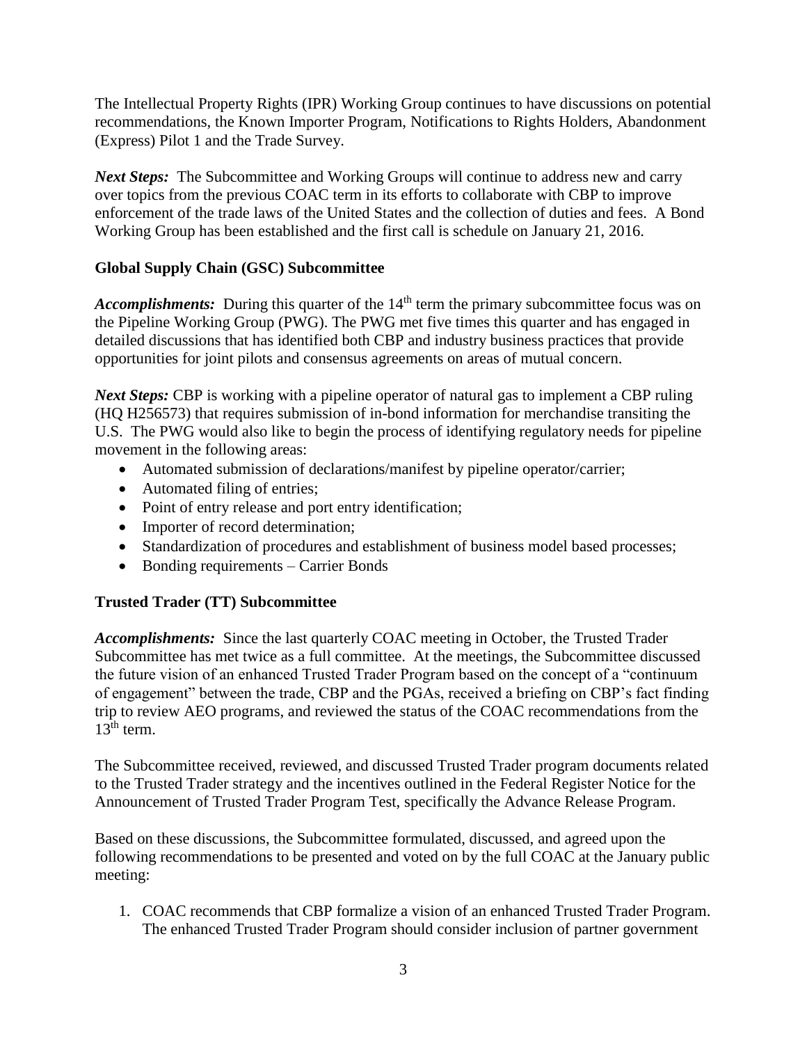The Intellectual Property Rights (IPR) Working Group continues to have discussions on potential recommendations, the Known Importer Program, Notifications to Rights Holders, Abandonment (Express) Pilot 1 and the Trade Survey.

***Next Steps:*** The Subcommittee and Working Groups will continue to address new and carry over topics from the previous COAC term in its efforts to collaborate with CBP to improve enforcement of the trade laws of the United States and the collection of duties and fees. A Bond Working Group has been established and the first call is schedule on January 21, 2016.

### Global Supply Chain (GSC) Subcommittee

***Accomplishments:*** During this quarter of the 14th term the primary subcommittee focus was on the Pipeline Working Group (PWG). The PWG met five times this quarter and has engaged in detailed discussions that has identified both CBP and industry business practices that provide opportunities for joint pilots and consensus agreements on areas of mutual concern.

***Next Steps:*** CBP is working with a pipeline operator of natural gas to implement a CBP ruling (HQ H256573) that requires submission of in-bond information for merchandise transiting the U.S. The PWG would also like to begin the process of identifying regulatory needs for pipeline movement in the following areas:

- Automated submission of declarations/manifest by pipeline operator/carrier;
- Automated filing of entries;
- Point of entry release and port entry identification;
- Importer of record determination;
- Standardization of procedures and establishment of business model based processes;
- Bonding requirements – Carrier Bonds

### Trusted Trader (TT) Subcommittee

***Accomplishments:*** Since the last quarterly COAC meeting in October, the Trusted Trader Subcommittee has met twice as a full committee. At the meetings, the Subcommittee discussed the future vision of an enhanced Trusted Trader Program based on the concept of a "continuum of engagement" between the trade, CBP and the PGAs, received a briefing on CBP's fact finding trip to review AEO programs, and reviewed the status of the COAC recommendations from the 13th term.

The Subcommittee received, reviewed, and discussed Trusted Trader program documents related to the Trusted Trader strategy and the incentives outlined in the Federal Register Notice for the Announcement of Trusted Trader Program Test, specifically the Advance Release Program.

Based on these discussions, the Subcommittee formulated, discussed, and agreed upon the following recommendations to be presented and voted on by the full COAC at the January public meeting:

1. COAC recommends that CBP formalize a vision of an enhanced Trusted Trader Program. The enhanced Trusted Trader Program should consider inclusion of partner government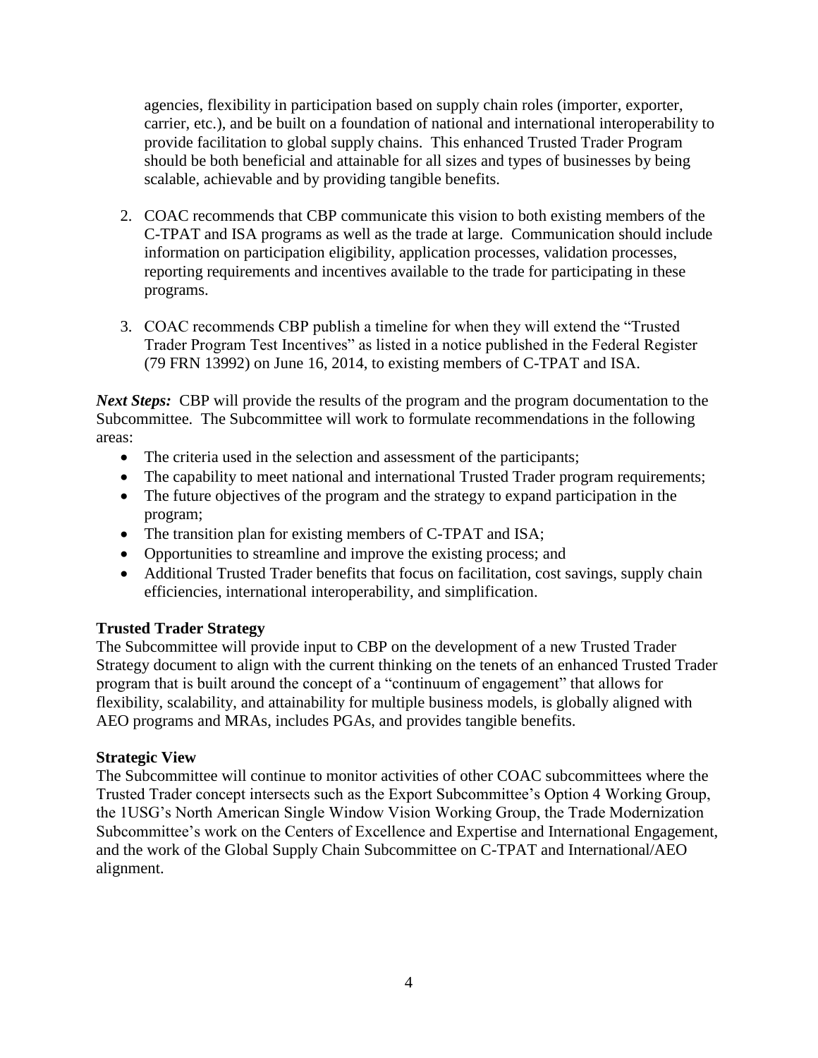agencies, flexibility in participation based on supply chain roles (importer, exporter, carrier, etc.), and be built on a foundation of national and international interoperability to provide facilitation to global supply chains. This enhanced Trusted Trader Program should be both beneficial and attainable for all sizes and types of businesses by being scalable, achievable and by providing tangible benefits.

2. COAC recommends that CBP communicate this vision to both existing members of the C-TPAT and ISA programs as well as the trade at large. Communication should include information on participation eligibility, application processes, validation processes, reporting requirements and incentives available to the trade for participating in these programs.

3. COAC recommends CBP publish a timeline for when they will extend the "Trusted Trader Program Test Incentives" as listed in a notice published in the Federal Register (79 FRN 13992) on June 16, 2014, to existing members of C-TPAT and ISA.

***Next Steps:*** CBP will provide the results of the program and the program documentation to the Subcommittee. The Subcommittee will work to formulate recommendations in the following areas:

- The criteria used in the selection and assessment of the participants;
- The capability to meet national and international Trusted Trader program requirements;
- The future objectives of the program and the strategy to expand participation in the program;
- The transition plan for existing members of C-TPAT and ISA;
- Opportunities to streamline and improve the existing process; and
- Additional Trusted Trader benefits that focus on facilitation, cost savings, supply chain efficiencies, international interoperability, and simplification.

**Trusted Trader Strategy**

The Subcommittee will provide input to CBP on the development of a new Trusted Trader Strategy document to align with the current thinking on the tenets of an enhanced Trusted Trader program that is built around the concept of a "continuum of engagement" that allows for flexibility, scalability, and attainability for multiple business models, is globally aligned with AEO programs and MRAs, includes PGAs, and provides tangible benefits.

**Strategic View**

The Subcommittee will continue to monitor activities of other COAC subcommittees where the Trusted Trader concept intersects such as the Export Subcommittee's Option 4 Working Group, the 1USG's North American Single Window Vision Working Group, the Trade Modernization Subcommittee's work on the Centers of Excellence and Expertise and International Engagement, and the work of the Global Supply Chain Subcommittee on C-TPAT and International/AEO alignment.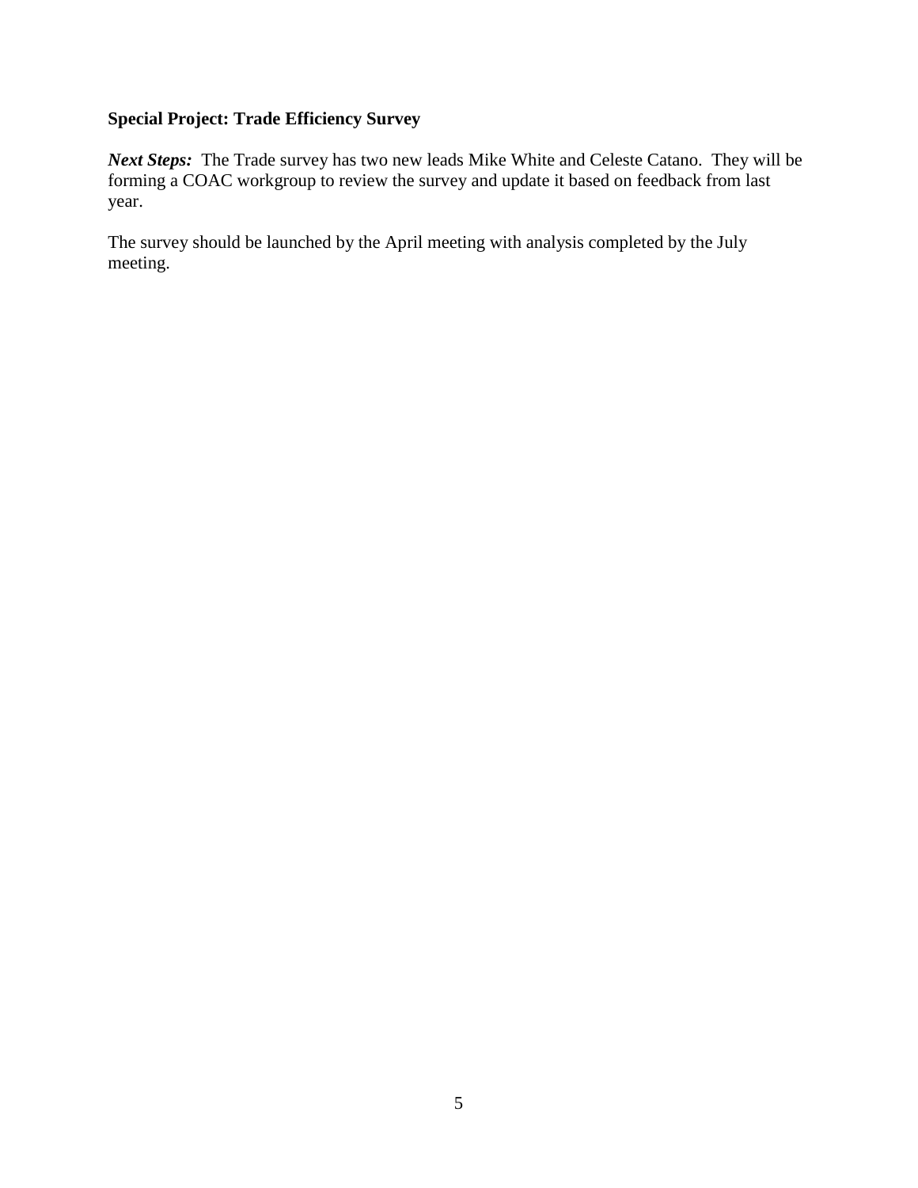**Special Project: Trade Efficiency Survey**

***Next Steps:*** The Trade survey has two new leads Mike White and Celeste Catano. They will be forming a COAC workgroup to review the survey and update it based on feedback from last year.

The survey should be launched by the April meeting with analysis completed by the July meeting.